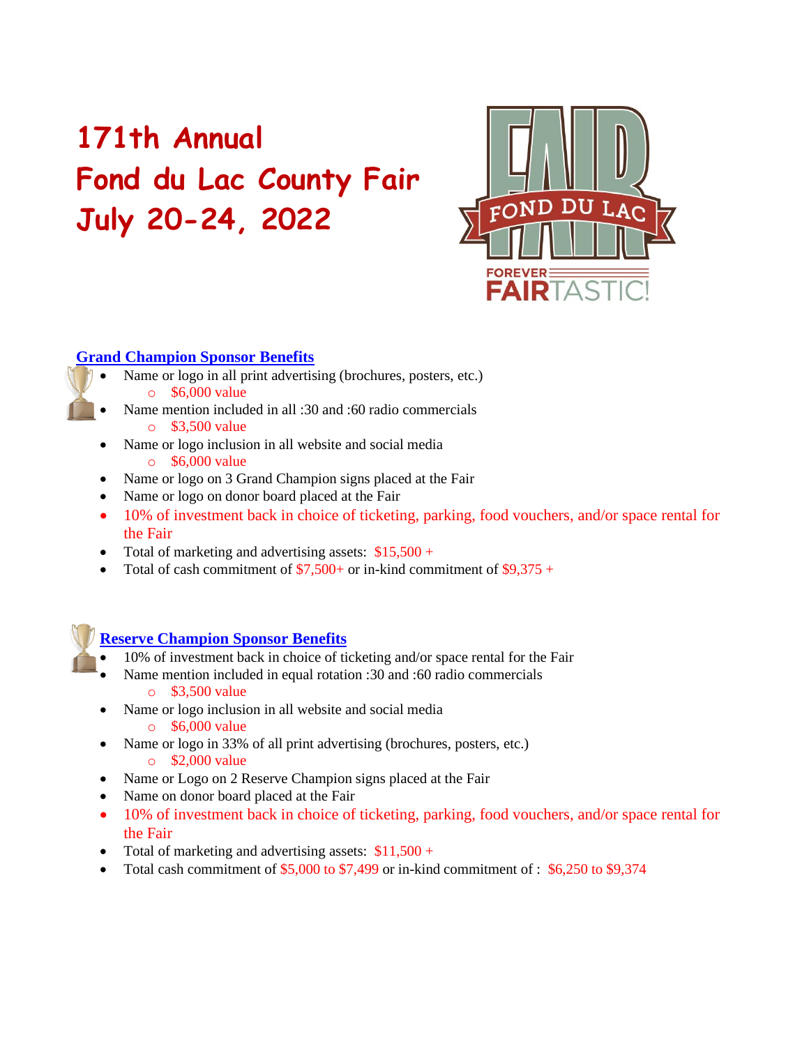# 171th Annual
# Fond du Lac County Fair
# July 20-24, 2022

FOND DU LAC FAIR

FOREVER FAIRTASTIC!

## Grand Champion Sponsor Benefits

- Name or logo in all print advertising (brochures, posters, etc.)
  - $6,000 value
- Name mention included in all :30 and :60 radio commercials
  - $3,500 value
- Name or logo inclusion in all website and social media
  - $6,000 value
- Name or logo on 3 Grand Champion signs placed at the Fair
- Name or logo on donor board placed at the Fair
- 10% of investment back in choice of ticketing, parking, food vouchers, and/or space rental for the Fair
- Total of marketing and advertising assets: $15,500 +
- Total of cash commitment of $7,500+ or in-kind commitment of $9,375 +

## Reserve Champion Sponsor Benefits

- 10% of investment back in choice of ticketing and/or space rental for the Fair
- Name mention included in equal rotation :30 and :60 radio commercials
  - $3,500 value
- Name or logo inclusion in all website and social media
  - $6,000 value
- Name or logo in 33% of all print advertising (brochures, posters, etc.)
  - $2,000 value
- Name or Logo on 2 Reserve Champion signs placed at the Fair
- Name on donor board placed at the Fair
- 10% of investment back in choice of ticketing, parking, food vouchers, and/or space rental for the Fair
- Total of marketing and advertising assets: $11,500 +
- Total cash commitment of $5,000 to $7,499 or in-kind commitment of : $6,250 to $9,374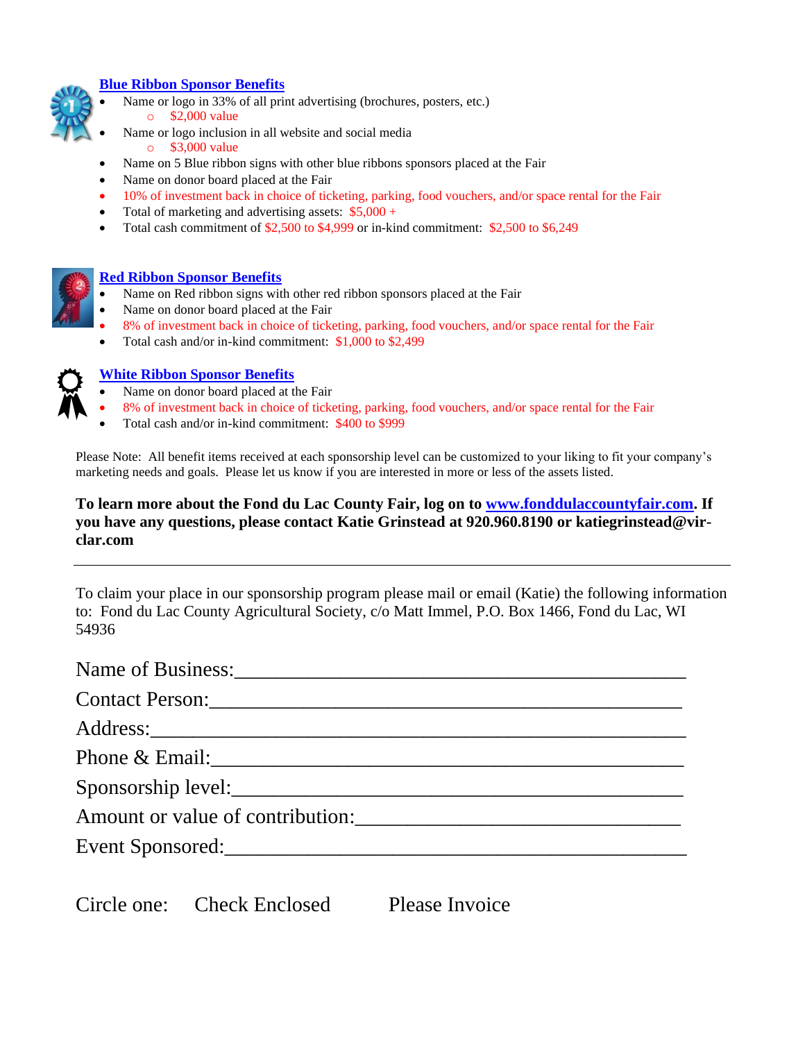## Blue Ribbon Sponsor Benefits

- Name or logo in 33% of all print advertising (brochures, posters, etc.)
  - $2,000 value
- Name or logo inclusion in all website and social media
  - $3,000 value
- Name on 5 Blue ribbon signs with other blue ribbons sponsors placed at the Fair
- Name on donor board placed at the Fair
- 10% of investment back in choice of ticketing, parking, food vouchers, and/or space rental for the Fair
- Total of marketing and advertising assets: $5,000 +
- Total cash commitment of $2,500 to $4,999 or in-kind commitment: $2,500 to $6,249

## Red Ribbon Sponsor Benefits

- Name on Red ribbon signs with other red ribbon sponsors placed at the Fair
- Name on donor board placed at the Fair
- 8% of investment back in choice of ticketing, parking, food vouchers, and/or space rental for the Fair
- Total cash and/or in-kind commitment: $1,000 to $2,499

## White Ribbon Sponsor Benefits

- Name on donor board placed at the Fair
- 8% of investment back in choice of ticketing, parking, food vouchers, and/or space rental for the Fair
- Total cash and/or in-kind commitment: $400 to $999

Please Note: All benefit items received at each sponsorship level can be customized to your liking to fit your company's marketing needs and goals. Please let us know if you are interested in more or less of the assets listed.

**To learn more about the Fond du Lac County Fair, log on to www.fonddulaccountyfair.com. If you have any questions, please contact Katie Grinstead at 920.960.8190 or katiegrinstead@vir-clar.com**

---

To claim your place in our sponsorship program please mail or email (Katie) the following information to: Fond du Lac County Agricultural Society, c/o Matt Immel, P.O. Box 1466, Fond du Lac, WI 54936

Name of Business:_______________________________________________

Contact Person:__________________________________________________

Address:_______________________________________________________

Phone & Email:__________________________________________________

Sponsorship level:_______________________________________________

Amount or value of contribution:___________________________________

Event Sponsored:________________________________________________

Circle one: Check Enclosed Please Invoice